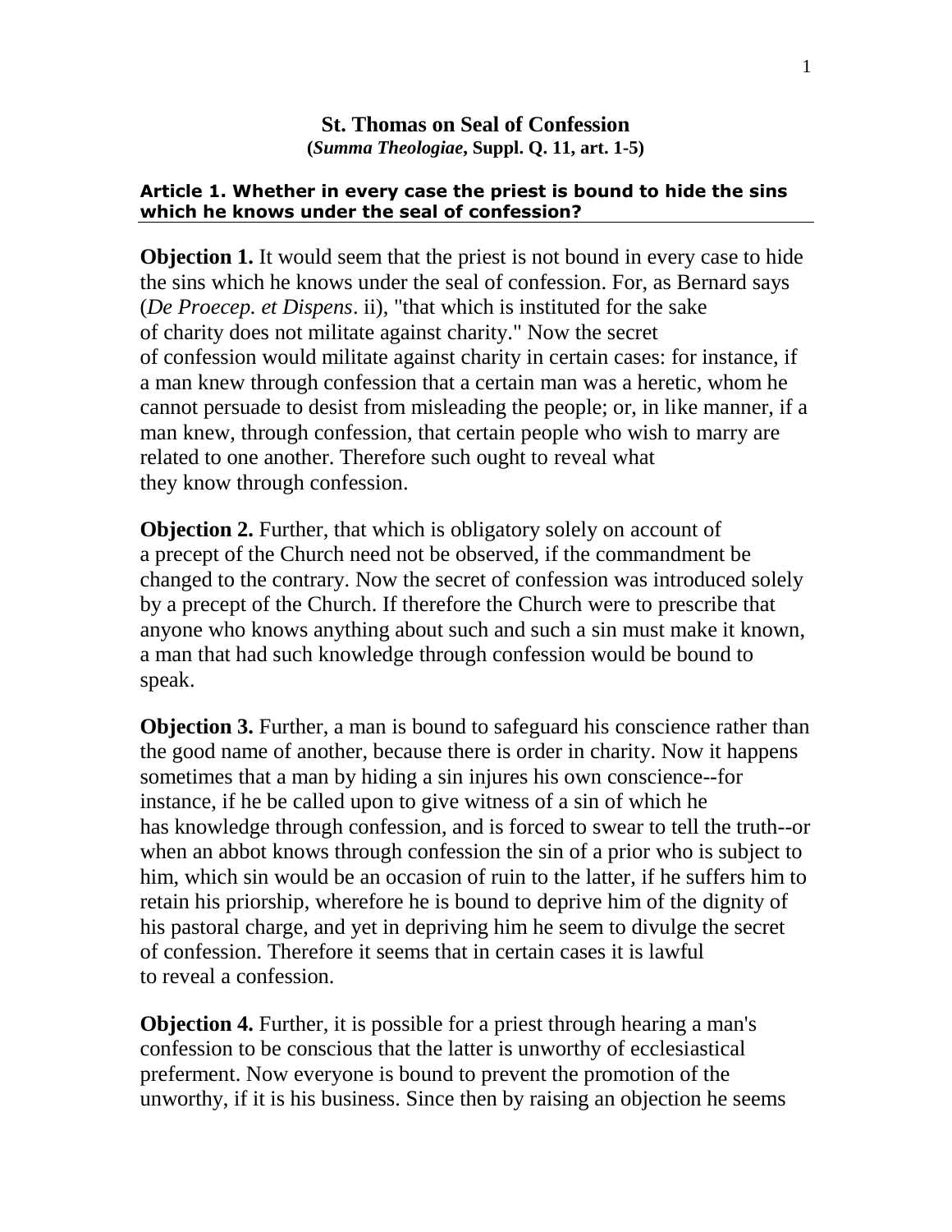# St. Thomas on Seal of Confession

**(*Summa Theologiae*, Suppl. Q. 11, art. 1-5)**

## Article 1. Whether in every case the priest is bound to hide the sins which he knows under the seal of confession?

**Objection 1.** It would seem that the priest is not bound in every case to hide the sins which he knows under the seal of confession. For, as Bernard says (*De Proecep. et Dispens*. ii), "that which is instituted for the sake of charity does not militate against charity." Now the secret of confession would militate against charity in certain cases: for instance, if a man knew through confession that a certain man was a heretic, whom he cannot persuade to desist from misleading the people; or, in like manner, if a man knew, through confession, that certain people who wish to marry are related to one another. Therefore such ought to reveal what they know through confession.

**Objection 2.** Further, that which is obligatory solely on account of a precept of the Church need not be observed, if the commandment be changed to the contrary. Now the secret of confession was introduced solely by a precept of the Church. If therefore the Church were to prescribe that anyone who knows anything about such and such a sin must make it known, a man that had such knowledge through confession would be bound to speak.

**Objection 3.** Further, a man is bound to safeguard his conscience rather than the good name of another, because there is order in charity. Now it happens sometimes that a man by hiding a sin injures his own conscience--for instance, if he be called upon to give witness of a sin of which he has knowledge through confession, and is forced to swear to tell the truth--or when an abbot knows through confession the sin of a prior who is subject to him, which sin would be an occasion of ruin to the latter, if he suffers him to retain his priorship, wherefore he is bound to deprive him of the dignity of his pastoral charge, and yet in depriving him he seem to divulge the secret of confession. Therefore it seems that in certain cases it is lawful to reveal a confession.

**Objection 4.** Further, it is possible for a priest through hearing a man's confession to be conscious that the latter is unworthy of ecclesiastical preferment. Now everyone is bound to prevent the promotion of the unworthy, if it is his business. Since then by raising an objection he seems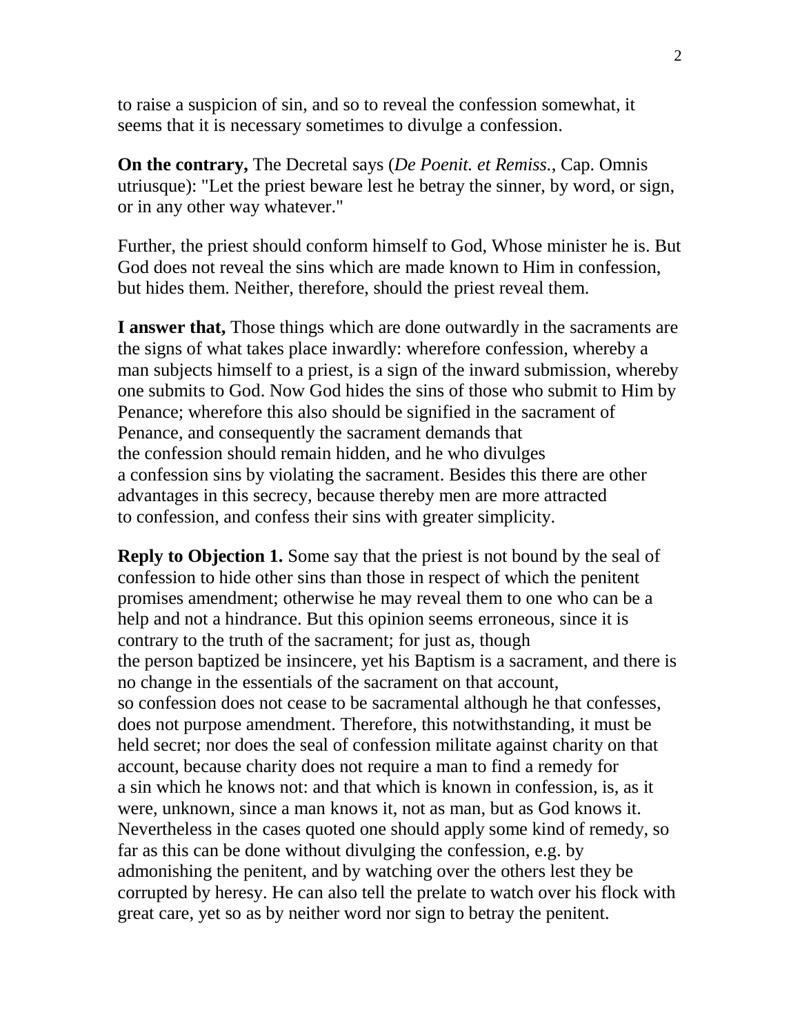to raise a suspicion of sin, and so to reveal the confession somewhat, it seems that it is necessary sometimes to divulge a confession.

**On the contrary,** The Decretal says (*De Poenit. et Remiss.*, Cap. Omnis utriusque): "Let the priest beware lest he betray the sinner, by word, or sign, or in any other way whatever."

Further, the priest should conform himself to God, Whose minister he is. But God does not reveal the sins which are made known to Him in confession, but hides them. Neither, therefore, should the priest reveal them.

**I answer that,** Those things which are done outwardly in the sacraments are the signs of what takes place inwardly: wherefore confession, whereby a man subjects himself to a priest, is a sign of the inward submission, whereby one submits to God. Now God hides the sins of those who submit to Him by Penance; wherefore this also should be signified in the sacrament of Penance, and consequently the sacrament demands that the confession should remain hidden, and he who divulges a confession sins by violating the sacrament. Besides this there are other advantages in this secrecy, because thereby men are more attracted to confession, and confess their sins with greater simplicity.

**Reply to Objection 1.** Some say that the priest is not bound by the seal of confession to hide other sins than those in respect of which the penitent promises amendment; otherwise he may reveal them to one who can be a help and not a hindrance. But this opinion seems erroneous, since it is contrary to the truth of the sacrament; for just as, though the person baptized be insincere, yet his Baptism is a sacrament, and there is no change in the essentials of the sacrament on that account, so confession does not cease to be sacramental although he that confesses, does not purpose amendment. Therefore, this notwithstanding, it must be held secret; nor does the seal of confession militate against charity on that account, because charity does not require a man to find a remedy for a sin which he knows not: and that which is known in confession, is, as it were, unknown, since a man knows it, not as man, but as God knows it. Nevertheless in the cases quoted one should apply some kind of remedy, so far as this can be done without divulging the confession, e.g. by admonishing the penitent, and by watching over the others lest they be corrupted by heresy. He can also tell the prelate to watch over his flock with great care, yet so as by neither word nor sign to betray the penitent.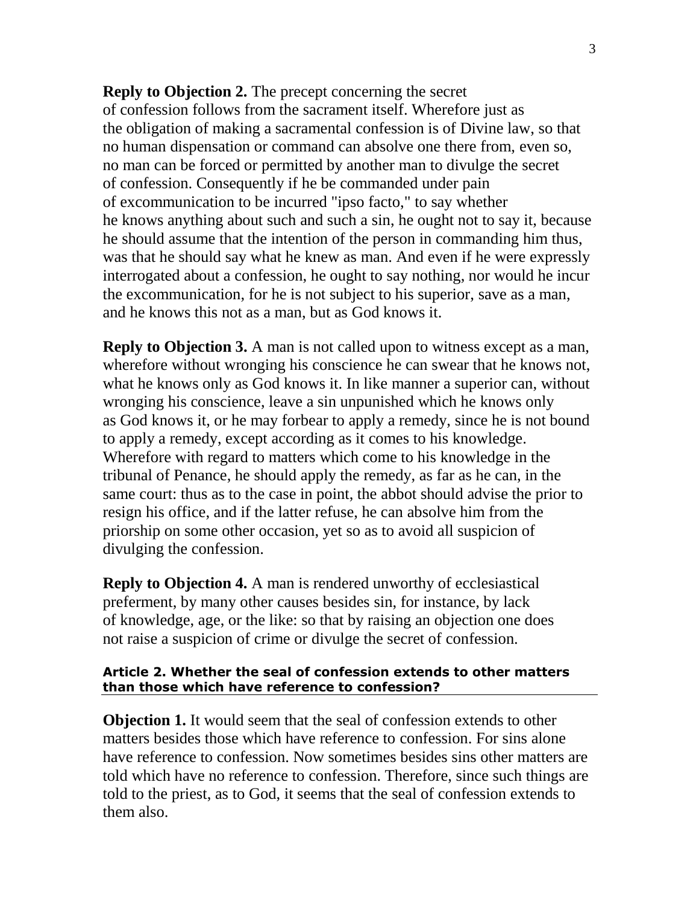**Reply to Objection 2.** The precept concerning the secret of confession follows from the sacrament itself. Wherefore just as the obligation of making a sacramental confession is of Divine law, so that no human dispensation or command can absolve one there from, even so, no man can be forced or permitted by another man to divulge the secret of confession. Consequently if he be commanded under pain of excommunication to be incurred "ipso facto," to say whether he knows anything about such and such a sin, he ought not to say it, because he should assume that the intention of the person in commanding him thus, was that he should say what he knew as man. And even if he were expressly interrogated about a confession, he ought to say nothing, nor would he incur the excommunication, for he is not subject to his superior, save as a man, and he knows this not as a man, but as God knows it.

**Reply to Objection 3.** A man is not called upon to witness except as a man, wherefore without wronging his conscience he can swear that he knows not, what he knows only as God knows it. In like manner a superior can, without wronging his conscience, leave a sin unpunished which he knows only as God knows it, or he may forbear to apply a remedy, since he is not bound to apply a remedy, except according as it comes to his knowledge. Wherefore with regard to matters which come to his knowledge in the tribunal of Penance, he should apply the remedy, as far as he can, in the same court: thus as to the case in point, the abbot should advise the prior to resign his office, and if the latter refuse, he can absolve him from the priorship on some other occasion, yet so as to avoid all suspicion of divulging the confession.

**Reply to Objection 4.** A man is rendered unworthy of ecclesiastical preferment, by many other causes besides sin, for instance, by lack of knowledge, age, or the like: so that by raising an objection one does not raise a suspicion of crime or divulge the secret of confession.

### Article 2. Whether the seal of confession extends to other matters than those which have reference to confession?

**Objection 1.** It would seem that the seal of confession extends to other matters besides those which have reference to confession. For sins alone have reference to confession. Now sometimes besides sins other matters are told which have no reference to confession. Therefore, since such things are told to the priest, as to God, it seems that the seal of confession extends to them also.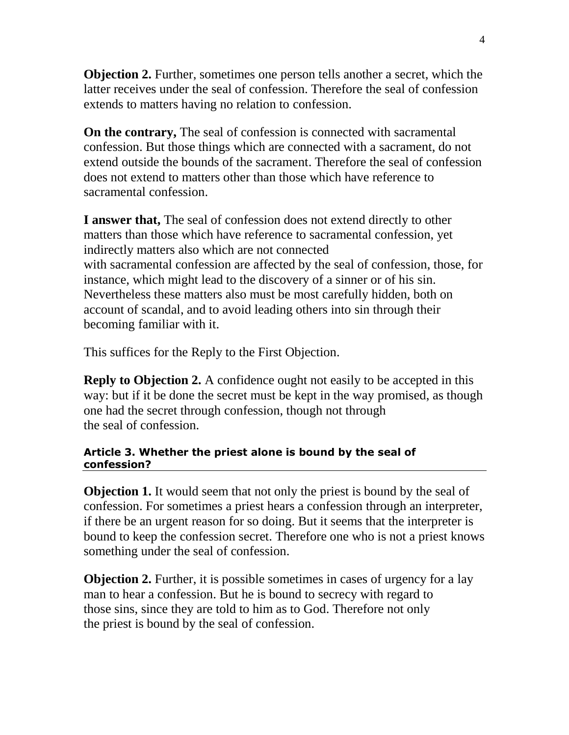**Objection 2.** Further, sometimes one person tells another a secret, which the latter receives under the seal of confession. Therefore the seal of confession extends to matters having no relation to confession.

**On the contrary,** The seal of confession is connected with sacramental confession. But those things which are connected with a sacrament, do not extend outside the bounds of the sacrament. Therefore the seal of confession does not extend to matters other than those which have reference to sacramental confession.

**I answer that,** The seal of confession does not extend directly to other matters than those which have reference to sacramental confession, yet indirectly matters also which are not connected with sacramental confession are affected by the seal of confession, those, for instance, which might lead to the discovery of a sinner or of his sin. Nevertheless these matters also must be most carefully hidden, both on account of scandal, and to avoid leading others into sin through their becoming familiar with it.

This suffices for the Reply to the First Objection.

**Reply to Objection 2.** A confidence ought not easily to be accepted in this way: but if it be done the secret must be kept in the way promised, as though one had the secret through confession, though not through the seal of confession.

### Article 3. Whether the priest alone is bound by the seal of confession?

**Objection 1.** It would seem that not only the priest is bound by the seal of confession. For sometimes a priest hears a confession through an interpreter, if there be an urgent reason for so doing. But it seems that the interpreter is bound to keep the confession secret. Therefore one who is not a priest knows something under the seal of confession.

**Objection 2.** Further, it is possible sometimes in cases of urgency for a lay man to hear a confession. But he is bound to secrecy with regard to those sins, since they are told to him as to God. Therefore not only the priest is bound by the seal of confession.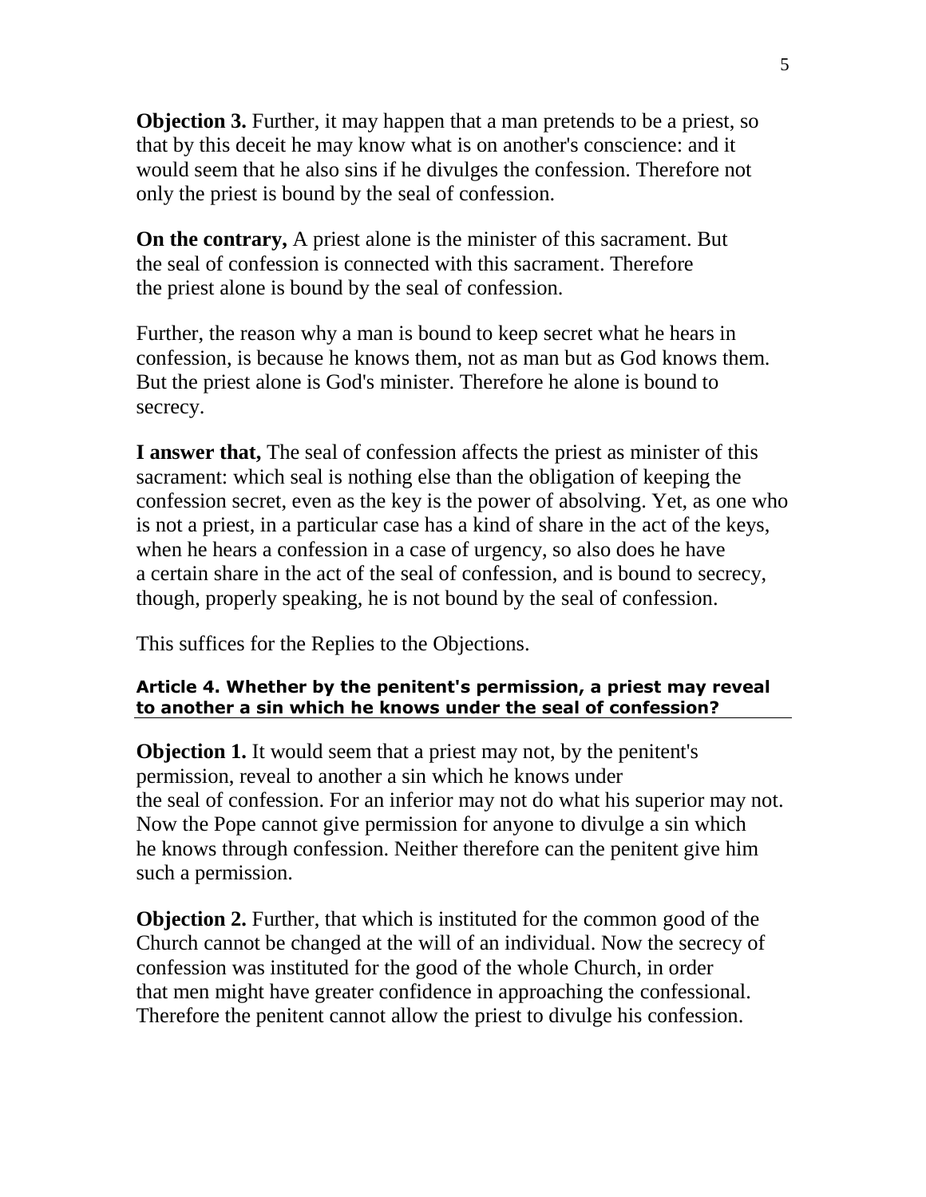**Objection 3.** Further, it may happen that a man pretends to be a priest, so that by this deceit he may know what is on another's conscience: and it would seem that he also sins if he divulges the confession. Therefore not only the priest is bound by the seal of confession.

**On the contrary,** A priest alone is the minister of this sacrament. But the seal of confession is connected with this sacrament. Therefore the priest alone is bound by the seal of confession.

Further, the reason why a man is bound to keep secret what he hears in confession, is because he knows them, not as man but as God knows them. But the priest alone is God's minister. Therefore he alone is bound to secrecy.

**I answer that,** The seal of confession affects the priest as minister of this sacrament: which seal is nothing else than the obligation of keeping the confession secret, even as the key is the power of absolving. Yet, as one who is not a priest, in a particular case has a kind of share in the act of the keys, when he hears a confession in a case of urgency, so also does he have a certain share in the act of the seal of confession, and is bound to secrecy, though, properly speaking, he is not bound by the seal of confession.

This suffices for the Replies to the Objections.

#### Article 4. Whether by the penitent's permission, a priest may reveal to another a sin which he knows under the seal of confession?

**Objection 1.** It would seem that a priest may not, by the penitent's permission, reveal to another a sin which he knows under the seal of confession. For an inferior may not do what his superior may not. Now the Pope cannot give permission for anyone to divulge a sin which he knows through confession. Neither therefore can the penitent give him such a permission.

**Objection 2.** Further, that which is instituted for the common good of the Church cannot be changed at the will of an individual. Now the secrecy of confession was instituted for the good of the whole Church, in order that men might have greater confidence in approaching the confessional. Therefore the penitent cannot allow the priest to divulge his confession.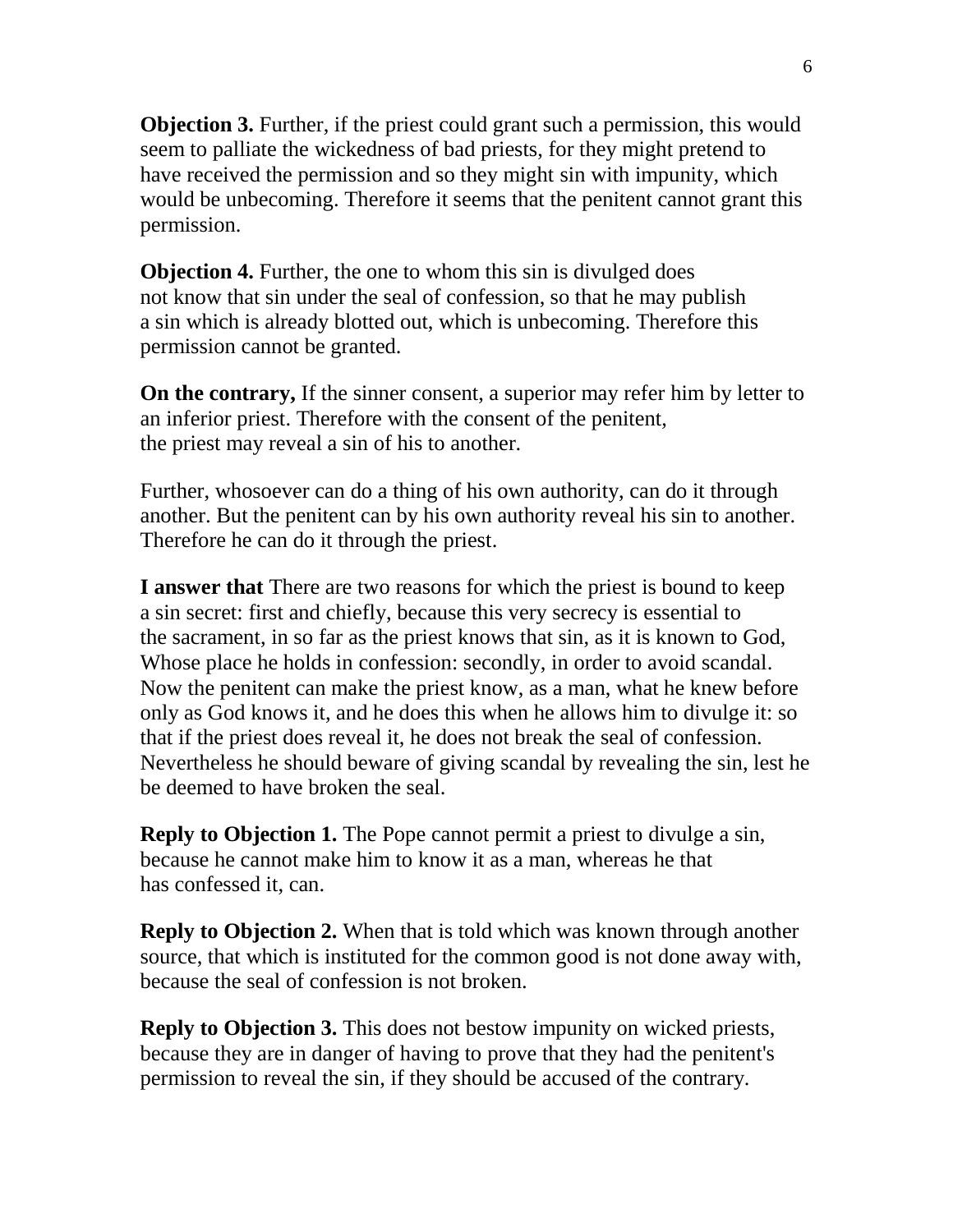**Objection 3.** Further, if the priest could grant such a permission, this would seem to palliate the wickedness of bad priests, for they might pretend to have received the permission and so they might sin with impunity, which would be unbecoming. Therefore it seems that the penitent cannot grant this permission.

**Objection 4.** Further, the one to whom this sin is divulged does not know that sin under the seal of confession, so that he may publish a sin which is already blotted out, which is unbecoming. Therefore this permission cannot be granted.

**On the contrary,** If the sinner consent, a superior may refer him by letter to an inferior priest. Therefore with the consent of the penitent, the priest may reveal a sin of his to another.

Further, whosoever can do a thing of his own authority, can do it through another. But the penitent can by his own authority reveal his sin to another. Therefore he can do it through the priest.

**I answer that** There are two reasons for which the priest is bound to keep a sin secret: first and chiefly, because this very secrecy is essential to the sacrament, in so far as the priest knows that sin, as it is known to God, Whose place he holds in confession: secondly, in order to avoid scandal. Now the penitent can make the priest know, as a man, what he knew before only as God knows it, and he does this when he allows him to divulge it: so that if the priest does reveal it, he does not break the seal of confession. Nevertheless he should beware of giving scandal by revealing the sin, lest he be deemed to have broken the seal.

**Reply to Objection 1.** The Pope cannot permit a priest to divulge a sin, because he cannot make him to know it as a man, whereas he that has confessed it, can.

**Reply to Objection 2.** When that is told which was known through another source, that which is instituted for the common good is not done away with, because the seal of confession is not broken.

**Reply to Objection 3.** This does not bestow impunity on wicked priests, because they are in danger of having to prove that they had the penitent's permission to reveal the sin, if they should be accused of the contrary.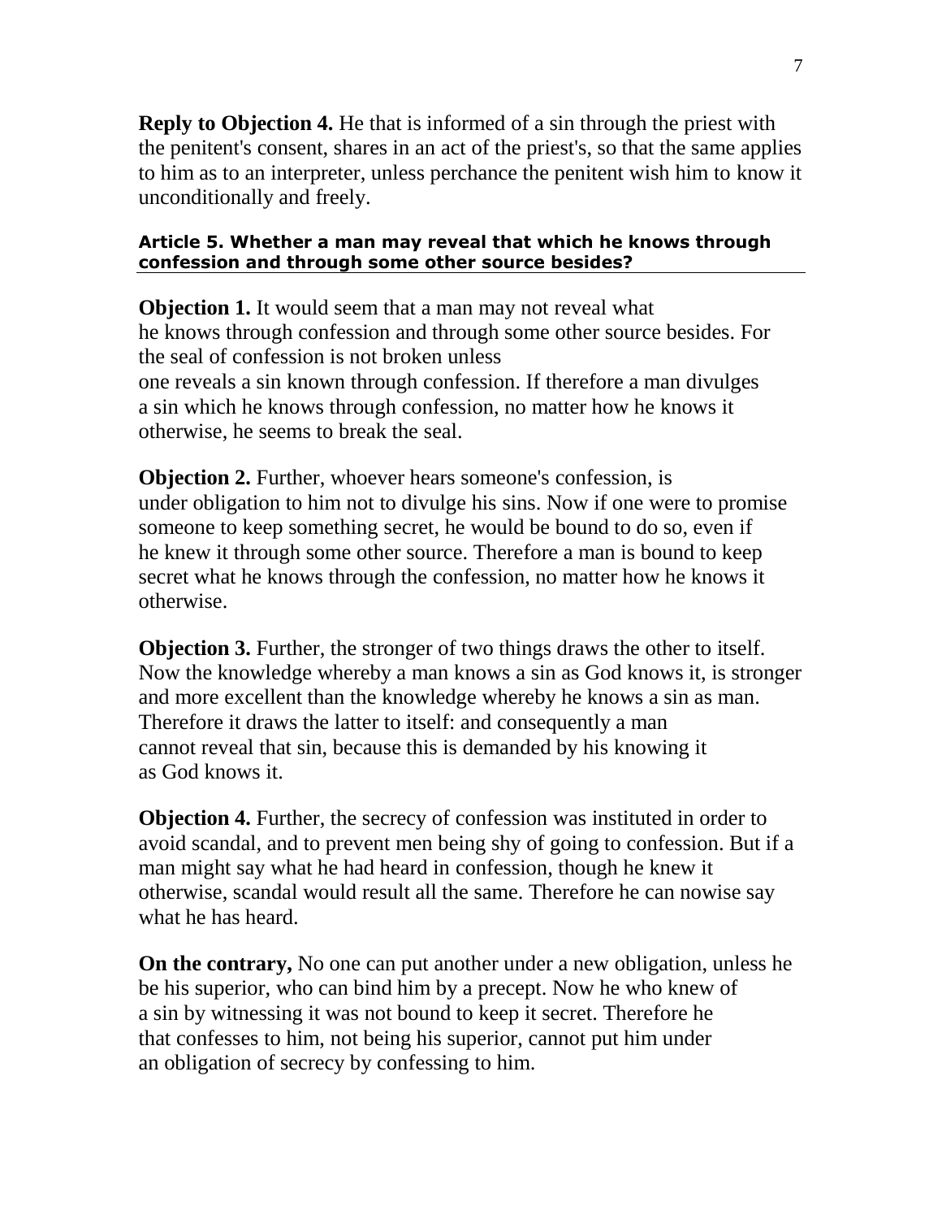**Reply to Objection 4.** He that is informed of a sin through the priest with the penitent's consent, shares in an act of the priest's, so that the same applies to him as to an interpreter, unless perchance the penitent wish him to know it unconditionally and freely.

#### Article 5. Whether a man may reveal that which he knows through confession and through some other source besides?

**Objection 1.** It would seem that a man may not reveal what he knows through confession and through some other source besides. For the seal of confession is not broken unless one reveals a sin known through confession. If therefore a man divulges a sin which he knows through confession, no matter how he knows it otherwise, he seems to break the seal.

**Objection 2.** Further, whoever hears someone's confession, is under obligation to him not to divulge his sins. Now if one were to promise someone to keep something secret, he would be bound to do so, even if he knew it through some other source. Therefore a man is bound to keep secret what he knows through the confession, no matter how he knows it otherwise.

**Objection 3.** Further, the stronger of two things draws the other to itself. Now the knowledge whereby a man knows a sin as God knows it, is stronger and more excellent than the knowledge whereby he knows a sin as man. Therefore it draws the latter to itself: and consequently a man cannot reveal that sin, because this is demanded by his knowing it as God knows it.

**Objection 4.** Further, the secrecy of confession was instituted in order to avoid scandal, and to prevent men being shy of going to confession. But if a man might say what he had heard in confession, though he knew it otherwise, scandal would result all the same. Therefore he can nowise say what he has heard.

**On the contrary,** No one can put another under a new obligation, unless he be his superior, who can bind him by a precept. Now he who knew of a sin by witnessing it was not bound to keep it secret. Therefore he that confesses to him, not being his superior, cannot put him under an obligation of secrecy by confessing to him.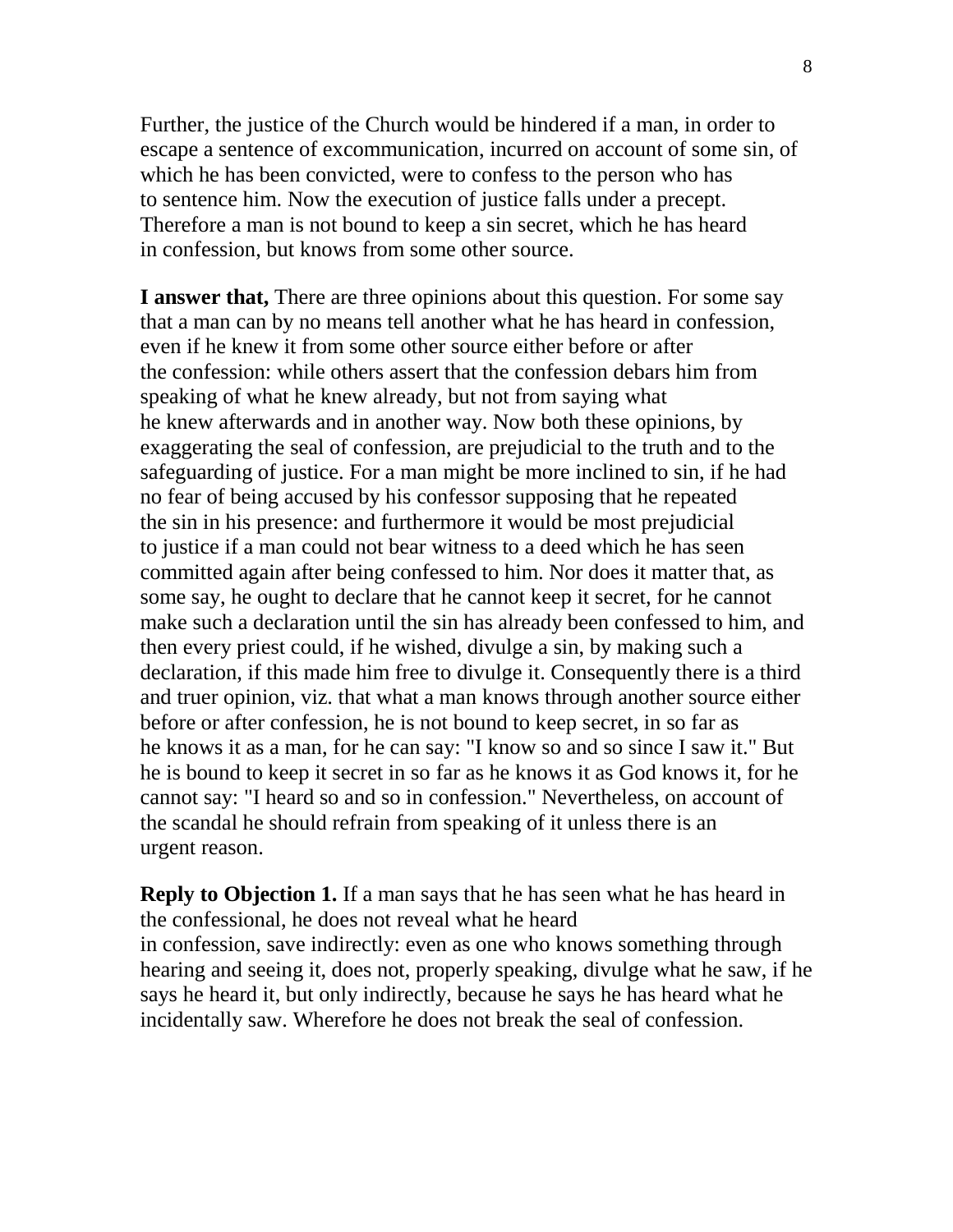Further, the justice of the Church would be hindered if a man, in order to escape a sentence of excommunication, incurred on account of some sin, of which he has been convicted, were to confess to the person who has to sentence him. Now the execution of justice falls under a precept. Therefore a man is not bound to keep a sin secret, which he has heard in confession, but knows from some other source.

**I answer that,** There are three opinions about this question. For some say that a man can by no means tell another what he has heard in confession, even if he knew it from some other source either before or after the confession: while others assert that the confession debars him from speaking of what he knew already, but not from saying what he knew afterwards and in another way. Now both these opinions, by exaggerating the seal of confession, are prejudicial to the truth and to the safeguarding of justice. For a man might be more inclined to sin, if he had no fear of being accused by his confessor supposing that he repeated the sin in his presence: and furthermore it would be most prejudicial to justice if a man could not bear witness to a deed which he has seen committed again after being confessed to him. Nor does it matter that, as some say, he ought to declare that he cannot keep it secret, for he cannot make such a declaration until the sin has already been confessed to him, and then every priest could, if he wished, divulge a sin, by making such a declaration, if this made him free to divulge it. Consequently there is a third and truer opinion, viz. that what a man knows through another source either before or after confession, he is not bound to keep secret, in so far as he knows it as a man, for he can say: "I know so and so since I saw it." But he is bound to keep it secret in so far as he knows it as God knows it, for he cannot say: "I heard so and so in confession." Nevertheless, on account of the scandal he should refrain from speaking of it unless there is an urgent reason.

**Reply to Objection 1.** If a man says that he has seen what he has heard in the confessional, he does not reveal what he heard in confession, save indirectly: even as one who knows something through hearing and seeing it, does not, properly speaking, divulge what he saw, if he says he heard it, but only indirectly, because he says he has heard what he incidentally saw. Wherefore he does not break the seal of confession.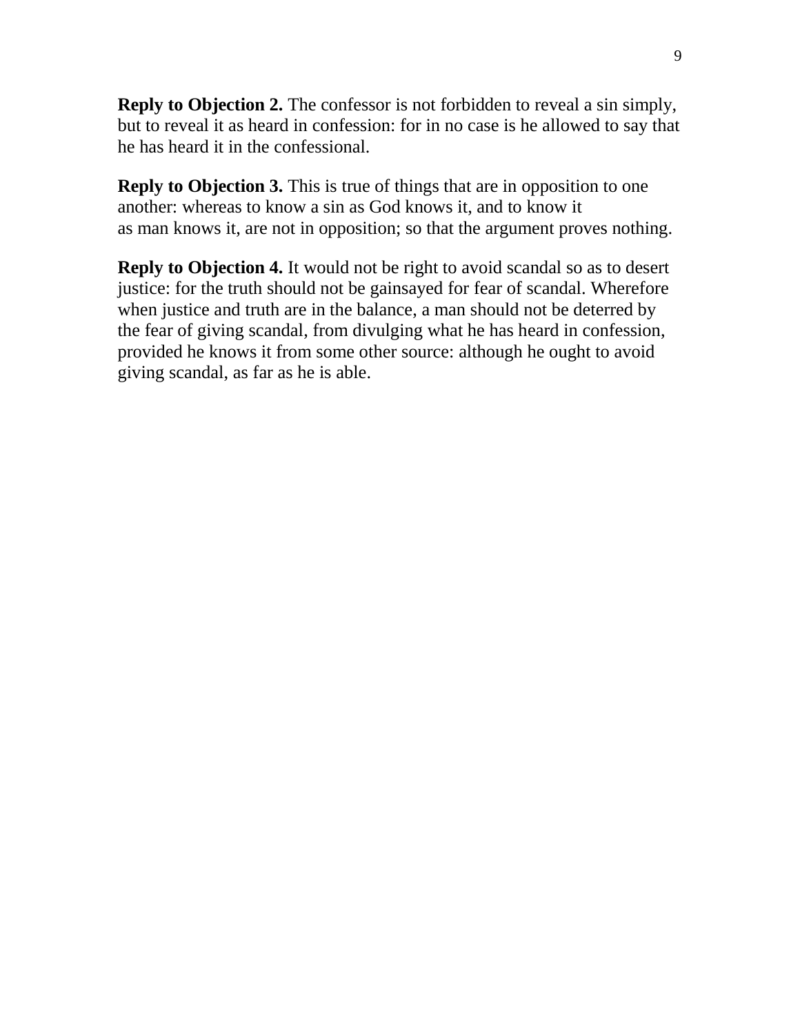**Reply to Objection 2.** The confessor is not forbidden to reveal a sin simply, but to reveal it as heard in confession: for in no case is he allowed to say that he has heard it in the confessional.

**Reply to Objection 3.** This is true of things that are in opposition to one another: whereas to know a sin as God knows it, and to know it as man knows it, are not in opposition; so that the argument proves nothing.

**Reply to Objection 4.** It would not be right to avoid scandal so as to desert justice: for the truth should not be gainsayed for fear of scandal. Wherefore when justice and truth are in the balance, a man should not be deterred by the fear of giving scandal, from divulging what he has heard in confession, provided he knows it from some other source: although he ought to avoid giving scandal, as far as he is able.